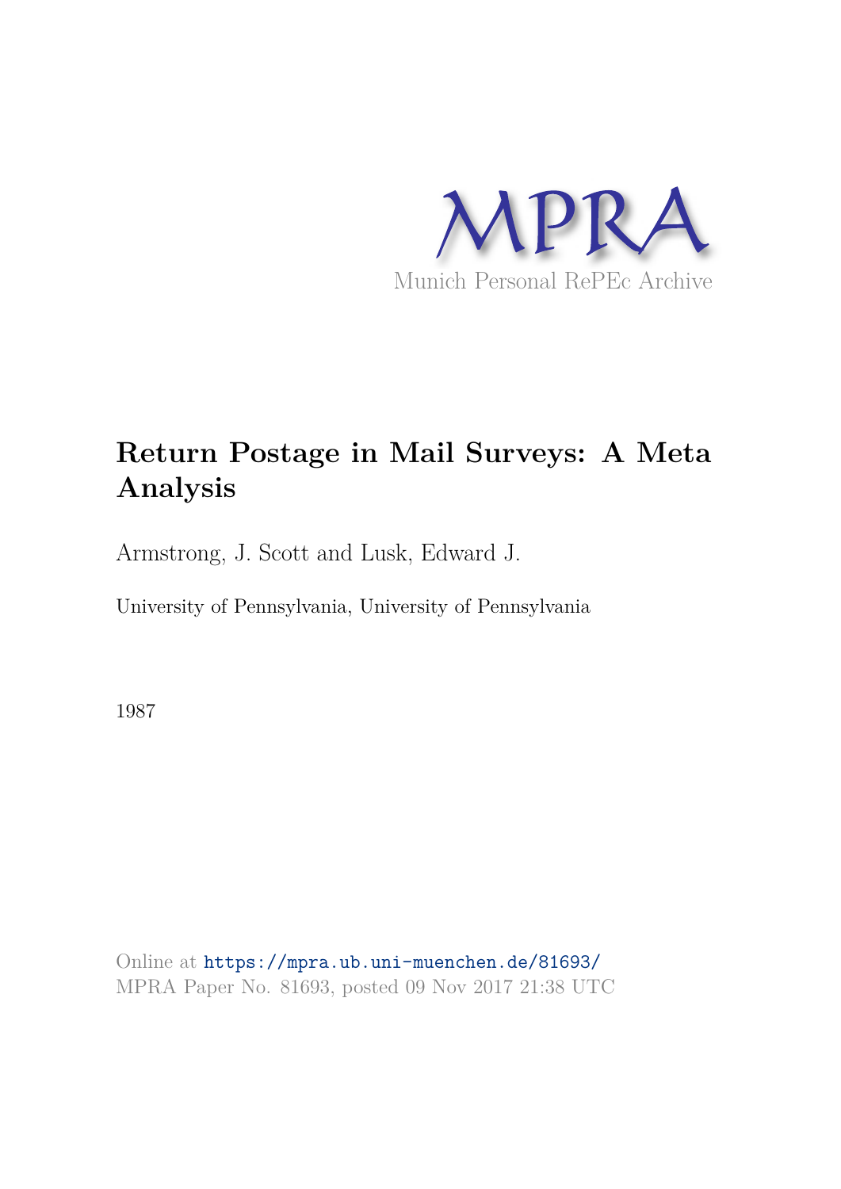MPRA

Munich Personal RePEc Archive

# Return Postage in Mail Surveys: A Meta Analysis

Armstrong, J. Scott and Lusk, Edward J.

University of Pennsylvania, University of Pennsylvania

1987

Online at https://mpra.ub.uni-muenchen.de/81693/
MPRA Paper No. 81693, posted 09 Nov 2017 21:38 UTC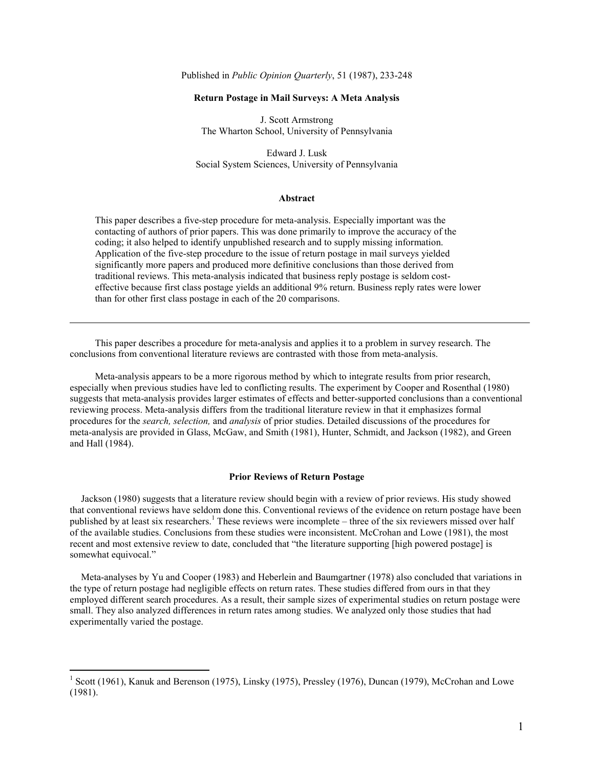Published in *Public Opinion Quarterly*, 51 (1987), 233-248

# Return Postage in Mail Surveys: A Meta Analysis

J. Scott Armstrong
The Wharton School, University of Pennsylvania

Edward J. Lusk
Social System Sciences, University of Pennsylvania

## Abstract

This paper describes a five-step procedure for meta-analysis. Especially important was the contacting of authors of prior papers. This was done primarily to improve the accuracy of the coding; it also helped to identify unpublished research and to supply missing information. Application of the five-step procedure to the issue of return postage in mail surveys yielded significantly more papers and produced more definitive conclusions than those derived from traditional reviews. This meta-analysis indicated that business reply postage is seldom cost-effective because first class postage yields an additional 9% return. Business reply rates were lower than for other first class postage in each of the 20 comparisons.

---

This paper describes a procedure for meta-analysis and applies it to a problem in survey research. The conclusions from conventional literature reviews are contrasted with those from meta-analysis.

Meta-analysis appears to be a more rigorous method by which to integrate results from prior research, especially when previous studies have led to conflicting results. The experiment by Cooper and Rosenthal (1980) suggests that meta-analysis provides larger estimates of effects and better-supported conclusions than a conventional reviewing process. Meta-analysis differs from the traditional literature review in that it emphasizes formal procedures for the *search, selection,* and *analysis* of prior studies. Detailed discussions of the procedures for meta-analysis are provided in Glass, McGaw, and Smith (1981), Hunter, Schmidt, and Jackson (1982), and Green and Hall (1984).

## Prior Reviews of Return Postage

Jackson (1980) suggests that a literature review should begin with a review of prior reviews. His study showed that conventional reviews have seldom done this. Conventional reviews of the evidence on return postage have been published by at least six researchers.[1] These reviews were incomplete – three of the six reviewers missed over half of the available studies. Conclusions from these studies were inconsistent. McCrohan and Lowe (1981), the most recent and most extensive review to date, concluded that "the literature supporting [high powered postage] is somewhat equivocal."

Meta-analyses by Yu and Cooper (1983) and Heberlein and Baumgartner (1978) also concluded that variations in the type of return postage had negligible effects on return rates. These studies differed from ours in that they employed different search procedures. As a result, their sample sizes of experimental studies on return postage were small. They also analyzed differences in return rates among studies. We analyzed only those studies that had experimentally varied the postage.

---

[1] Scott (1961), Kanuk and Berenson (1975), Linsky (1975), Pressley (1976), Duncan (1979), McCrohan and Lowe (1981).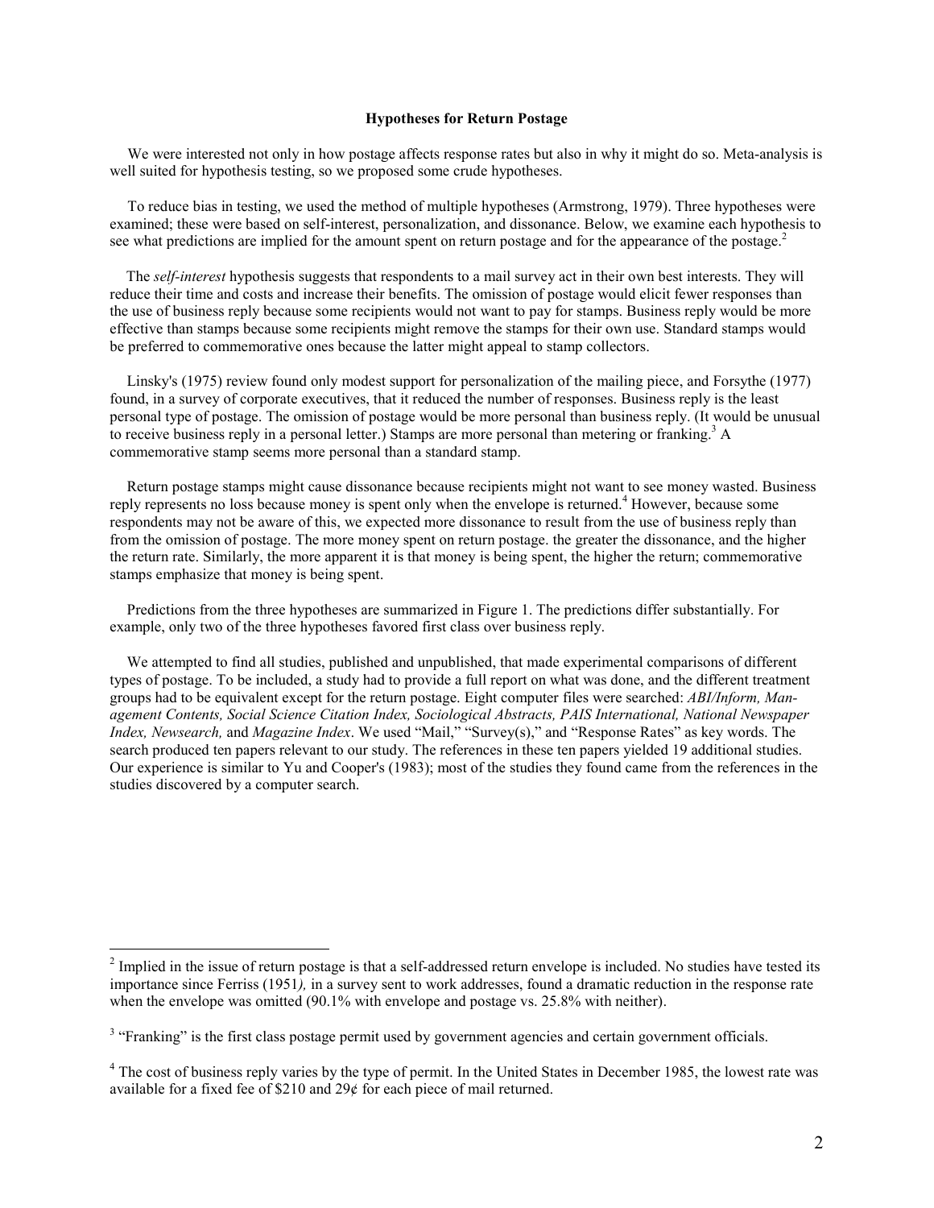### Hypotheses for Return Postage

We were interested not only in how postage affects response rates but also in why it might do so. Meta-analysis is well suited for hypothesis testing, so we proposed some crude hypotheses.

To reduce bias in testing, we used the method of multiple hypotheses (Armstrong, 1979). Three hypotheses were examined; these were based on self-interest, personalization, and dissonance. Below, we examine each hypothesis to see what predictions are implied for the amount spent on return postage and for the appearance of the postage.[2]

The *self-interest* hypothesis suggests that respondents to a mail survey act in their own best interests. They will reduce their time and costs and increase their benefits. The omission of postage would elicit fewer responses than the use of business reply because some recipients would not want to pay for stamps. Business reply would be more effective than stamps because some recipients might remove the stamps for their own use. Standard stamps would be preferred to commemorative ones because the latter might appeal to stamp collectors.

Linsky's (1975) review found only modest support for personalization of the mailing piece, and Forsythe (1977) found, in a survey of corporate executives, that it reduced the number of responses. Business reply is the least personal type of postage. The omission of postage would be more personal than business reply. (It would be unusual to receive business reply in a personal letter.) Stamps are more personal than metering or franking.[3] A commemorative stamp seems more personal than a standard stamp.

Return postage stamps might cause dissonance because recipients might not want to see money wasted. Business reply represents no loss because money is spent only when the envelope is returned.[4] However, because some respondents may not be aware of this, we expected more dissonance to result from the use of business reply than from the omission of postage. The more money spent on return postage. the greater the dissonance, and the higher the return rate. Similarly, the more apparent it is that money is being spent, the higher the return; commemorative stamps emphasize that money is being spent.

Predictions from the three hypotheses are summarized in Figure 1. The predictions differ substantially. For example, only two of the three hypotheses favored first class over business reply.

We attempted to find all studies, published and unpublished, that made experimental comparisons of different types of postage. To be included, a study had to provide a full report on what was done, and the different treatment groups had to be equivalent except for the return postage. Eight computer files were searched: *ABI/Inform, Management Contents, Social Science Citation Index, Sociological Abstracts, PAIS International, National Newspaper Index, Newsearch,* and *Magazine Index*. We used "Mail," "Survey(s)," and "Response Rates" as key words. The search produced ten papers relevant to our study. The references in these ten papers yielded 19 additional studies. Our experience is similar to Yu and Cooper's (1983); most of the studies they found came from the references in the studies discovered by a computer search.

---

[2] Implied in the issue of return postage is that a self-addressed return envelope is included. No studies have tested its importance since Ferriss (1951*),* in a survey sent to work addresses, found a dramatic reduction in the response rate when the envelope was omitted (90.1% with envelope and postage vs. 25.8% with neither).

[3] "Franking" is the first class postage permit used by government agencies and certain government officials.

[4] The cost of business reply varies by the type of permit. In the United States in December 1985, the lowest rate was available for a fixed fee of $210 and 29¢ for each piece of mail returned.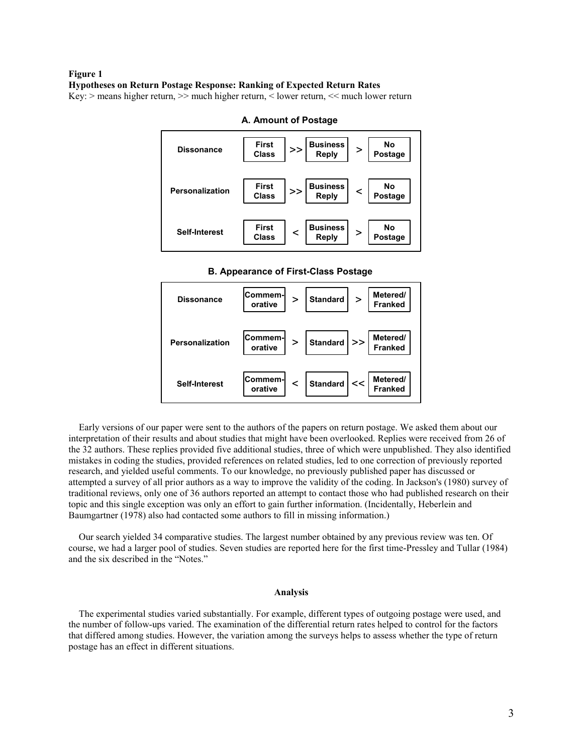**Figure 1**
**Hypotheses on Return Postage Response: Ranking of Expected Return Rates**
Key: > means higher return, >> much higher return, < lower return, << much lower return

**A. Amount of Postage**

Dissonance: First Class >> Business Reply > No Postage

Personalization: First Class >> Business Reply < No Postage

Self-Interest: First Class < Business Reply > No Postage

**B. Appearance of First-Class Postage**

Dissonance: Commemorative > Standard > Metered/Franked

Personalization: Commemorative > Standard >> Metered/Franked

Self-Interest: Commemorative < Standard << Metered/Franked

Early versions of our paper were sent to the authors of the papers on return postage. We asked them about our interpretation of their results and about studies that might have been overlooked. Replies were received from 26 of the 32 authors. These replies provided five additional studies, three of which were unpublished. They also identified mistakes in coding the studies, provided references on related studies, led to one correction of previously reported research, and yielded useful comments. To our knowledge, no previously published paper has discussed or attempted a survey of all prior authors as a way to improve the validity of the coding. In Jackson's (1980) survey of traditional reviews, only one of 36 authors reported an attempt to contact those who had published research on their topic and this single exception was only an effort to gain further information. (Incidentally, Heberlein and Baumgartner (1978) also had contacted some authors to fill in missing information.)

Our search yielded 34 comparative studies. The largest number obtained by any previous review was ten. Of course, we had a larger pool of studies. Seven studies are reported here for the first time-Pressley and Tullar (1984) and the six described in the "Notes."

## Analysis

The experimental studies varied substantially. For example, different types of outgoing postage were used, and the number of follow-ups varied. The examination of the differential return rates helped to control for the factors that differed among studies. However, the variation among the surveys helps to assess whether the type of return postage has an effect in different situations.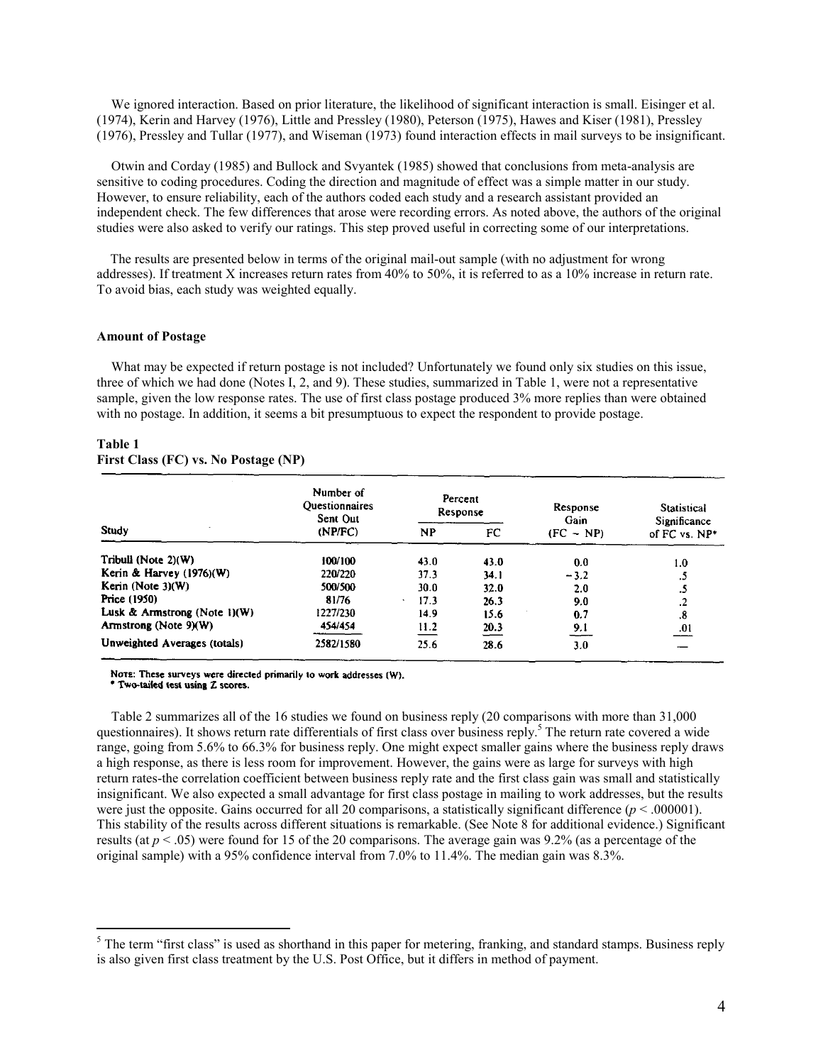We ignored interaction. Based on prior literature, the likelihood of significant interaction is small. Eisinger et al. (1974), Kerin and Harvey (1976), Little and Pressley (1980), Peterson (1975), Hawes and Kiser (1981), Pressley (1976), Pressley and Tullar (1977), and Wiseman (1973) found interaction effects in mail surveys to be insignificant.

Otwin and Corday (1985) and Bullock and Svyantek (1985) showed that conclusions from meta-analysis are sensitive to coding procedures. Coding the direction and magnitude of effect was a simple matter in our study. However, to ensure reliability, each of the authors coded each study and a research assistant provided an independent check. The few differences that arose were recording errors. As noted above, the authors of the original studies were also asked to verify our ratings. This step proved useful in correcting some of our interpretations.

The results are presented below in terms of the original mail-out sample (with no adjustment for wrong addresses). If treatment X increases return rates from 40% to 50%, it is referred to as a 10% increase in return rate. To avoid bias, each study was weighted equally.

### Amount of Postage

What may be expected if return postage is not included? Unfortunately we found only six studies on this issue, three of which we had done (Notes I, 2, and 9). These studies, summarized in Table 1, were not a representative sample, given the low response rates. The use of first class postage produced 3% more replies than were obtained with no postage. In addition, it seems a bit presumptuous to expect the respondent to provide postage.

**Table 1**
**First Class (FC) vs. No Postage (NP)**

| Study | Number of Questionnaires Sent Out (NP/FC) | Percent Response NP | Percent Response FC | Response Gain (FC ~ NP) | Statistical Significance of FC vs. NP* |
|---|---|---|---|---|---|
| Tribull (Note 2)(W) | 100/100 | 43.0 | 43.0 | 0.0 | 1.0 |
| Kerin & Harvey (1976)(W) | 220/220 | 37.3 | 34.1 | −3.2 | .5 |
| Kerin (Note 3)(W) | 500/500 | 30.0 | 32.0 | 2.0 | .5 |
| Price (1950) | 81/76 | 17.3 | 26.3 | 9.0 | .2 |
| Lusk & Armstrong (Note 1)(W) | 1227/230 | 14.9 | 15.6 | 0.7 | .8 |
| Armstrong (Note 9)(W) | 454/454 | 11.2 | 20.3 | 9.1 | .01 |
| Unweighted Averages (totals) | 2582/1580 | 25.6 | 28.6 | 3.0 | — |

NOTE: These surveys were directed primarily to work addresses (W).
\* Two-tailed test using Z scores.

Table 2 summarizes all of the 16 studies we found on business reply (20 comparisons with more than 31,000 questionnaires). It shows return rate differentials of first class over business reply.[5] The return rate covered a wide range, going from 5.6% to 66.3% for business reply. One might expect smaller gains where the business reply draws a high response, as there is less room for improvement. However, the gains were as large for surveys with high return rates-the correlation coefficient between business reply rate and the first class gain was small and statistically insignificant. We also expected a small advantage for first class postage in mailing to work addresses, but the results were just the opposite. Gains occurred for all 20 comparisons, a statistically significant difference ($p < .000001$). This stability of the results across different situations is remarkable. (See Note 8 for additional evidence.) Significant results (at $p < .05$) were found for 15 of the 20 comparisons. The average gain was 9.2% (as a percentage of the original sample) with a 95% confidence interval from 7.0% to 11.4%. The median gain was 8.3%.

[5] The term "first class" is used as shorthand in this paper for metering, franking, and standard stamps. Business reply is also given first class treatment by the U.S. Post Office, but it differs in method of payment.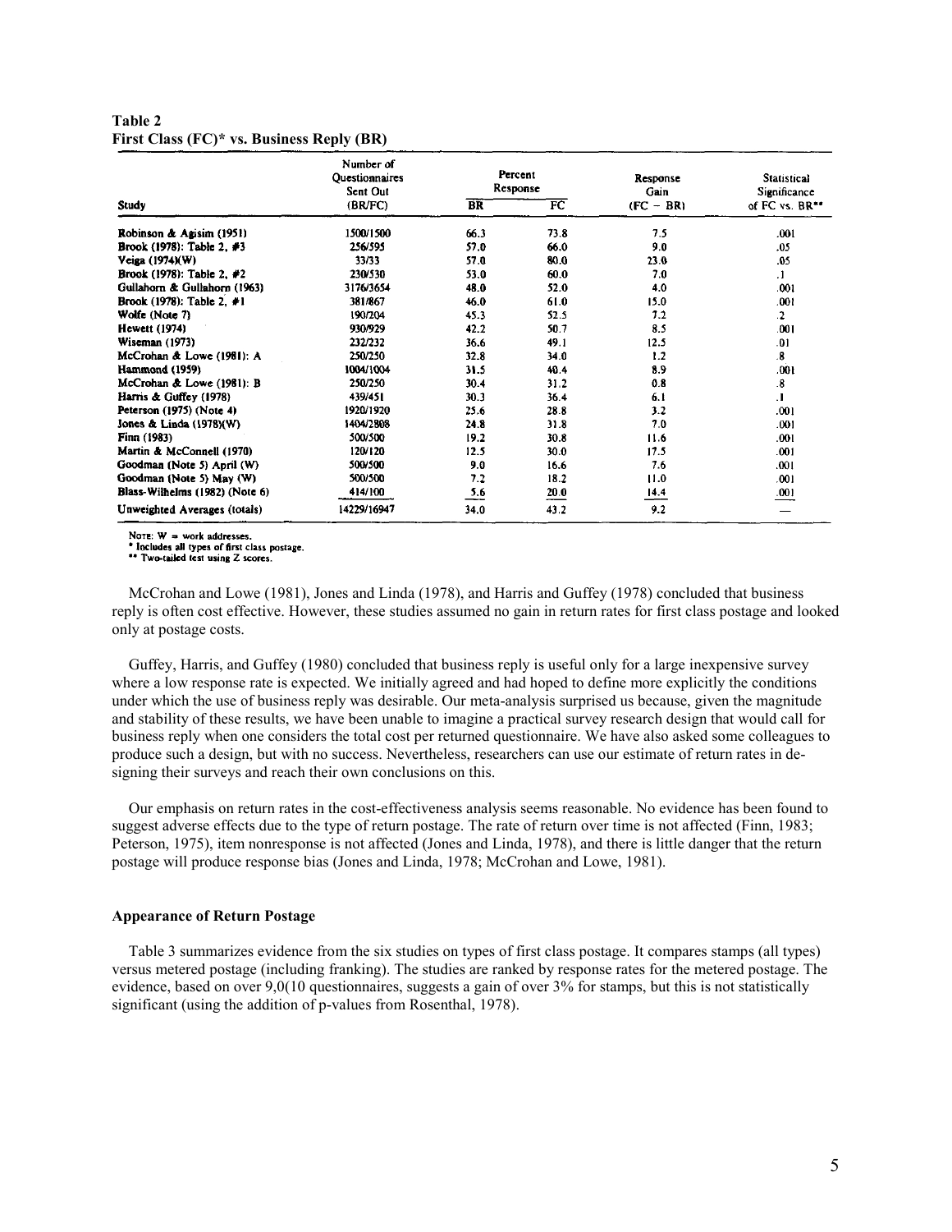**Table 2**
**First Class (FC)* vs. Business Reply (BR)**

| Study | Number of Questionnaires Sent Out (BR/FC) | Percent Response | | Response Gain (FC − BR) | Statistical Significance of FC vs. BR** |
|---|---|---|---|---|---|
| | | BR | FC | | |
| Robinson & Agisim (1951) | 1500/1500 | 66.3 | 73.8 | 7.5 | .001 |
| Brook (1978): Table 2, #3 | 256/595 | 57.0 | 66.0 | 9.0 | .05 |
| Veiga (1974)(W) | 33/33 | 57.0 | 80.0 | 23.0 | .05 |
| Brook (1978): Table 2, #2 | 230/530 | 53.0 | 60.0 | 7.0 | .1 |
| Gullahorn & Gullahorn (1963) | 3176/3654 | 48.0 | 52.0 | 4.0 | .001 |
| Brook (1978): Table 2, #1 | 381/867 | 46.0 | 61.0 | 15.0 | .001 |
| Wolfe (Note 7) | 190/204 | 45.3 | 52.5 | 7.2 | .2 |
| Hewett (1974) | 930/929 | 42.2 | 50.7 | 8.5 | .001 |
| Wiseman (1973) | 232/232 | 36.6 | 49.1 | 12.5 | .01 |
| McCrohan & Lowe (1981): A | 250/250 | 32.8 | 34.0 | 1.2 | .8 |
| Hammond (1959) | 1004/1004 | 31.5 | 40.4 | 8.9 | .001 |
| McCrohan & Lowe (1981): B | 250/250 | 30.4 | 31.2 | 0.8 | .8 |
| Harris & Guffey (1978) | 439/451 | 30.3 | 36.4 | 6.1 | .1 |
| Peterson (1975) (Note 4) | 1920/1920 | 25.6 | 28.8 | 3.2 | .001 |
| Jones & Linda (1978)(W) | 1404/2808 | 24.8 | 31.8 | 7.0 | .001 |
| Finn (1983) | 500/500 | 19.2 | 30.8 | 11.6 | .001 |
| Martin & McConnell (1970) | 120/120 | 12.5 | 30.0 | 17.5 | .001 |
| Goodman (Note 5) April (W) | 500/500 | 9.0 | 16.6 | 7.6 | .001 |
| Goodman (Note 5) May (W) | 500/500 | 7.2 | 18.2 | 11.0 | .001 |
| Blass-Wilhelms (1982) (Note 6) | 414/100 | 5.6 | 20.0 | 14.4 | .001 |
| Unweighted Averages (totals) | 14229/16947 | 34.0 | 43.2 | 9.2 | — |

NOTE: W = work addresses.
* Includes all types of first class postage.
** Two-tailed test using Z scores.

McCrohan and Lowe (1981), Jones and Linda (1978), and Harris and Guffey (1978) concluded that business reply is often cost effective. However, these studies assumed no gain in return rates for first class postage and looked only at postage costs.

Guffey, Harris, and Guffey (1980) concluded that business reply is useful only for a large inexpensive survey where a low response rate is expected. We initially agreed and had hoped to define more explicitly the conditions under which the use of business reply was desirable. Our meta-analysis surprised us because, given the magnitude and stability of these results, we have been unable to imagine a practical survey research design that would call for business reply when one considers the total cost per returned questionnaire. We have also asked some colleagues to produce such a design, but with no success. Nevertheless, researchers can use our estimate of return rates in designing their surveys and reach their own conclusions on this.

Our emphasis on return rates in the cost-effectiveness analysis seems reasonable. No evidence has been found to suggest adverse effects due to the type of return postage. The rate of return over time is not affected (Finn, 1983; Peterson, 1975), item nonresponse is not affected (Jones and Linda, 1978), and there is little danger that the return postage will produce response bias (Jones and Linda, 1978; McCrohan and Lowe, 1981).

### Appearance of Return Postage

Table 3 summarizes evidence from the six studies on types of first class postage. It compares stamps (all types) versus metered postage (including franking). The studies are ranked by response rates for the metered postage. The evidence, based on over 9,0(10 questionnaires, suggests a gain of over 3% for stamps, but this is not statistically significant (using the addition of p-values from Rosenthal, 1978).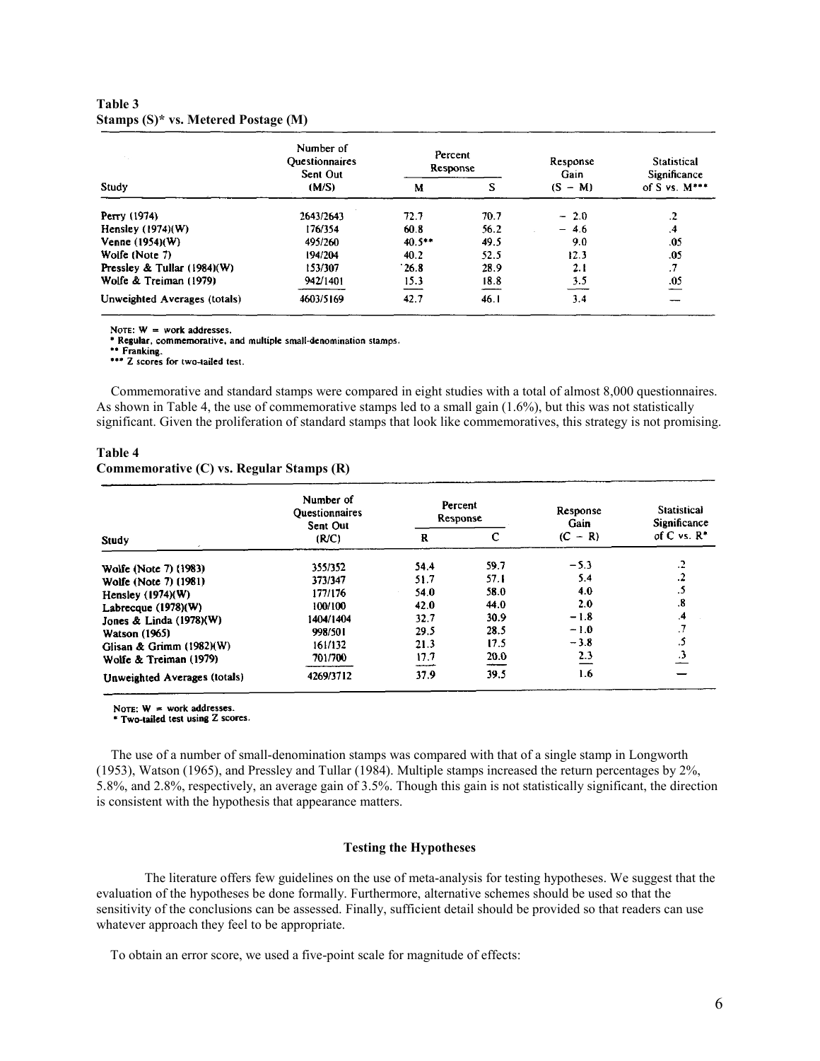**Table 3**
**Stamps (S)* vs. Metered Postage (M)**

| Study | Number of Questionnaires Sent Out (M/S) | Percent Response | | Response Gain (S − M) | Statistical Significance of S vs. M*** |
|---|---|---|---|---|---|
| | | M | S | | |
| Perry (1974) | 2643/2643 | 72.7 | 70.7 | − 2.0 | .2 |
| Hensley (1974)(W) | 176/354 | 60.8 | 56.2 | − 4.6 | .4 |
| Venne (1954)(W) | 495/260 | 40.5** | 49.5 | 9.0 | .05 |
| Wolfe (Note 7) | 194/204 | 40.2 | 52.5 | 12.3 | .05 |
| Pressley & Tullar (1984)(W) | 153/307 | 26.8 | 28.9 | 2.1 | .7 |
| Wolfe & Treiman (1979) | 942/1401 | 15.3 | 18.8 | 3.5 | .05 |
| Unweighted Averages (totals) | 4603/5169 | 42.7 | 46.1 | 3.4 | — |

NOTE: W = work addresses.
* Regular, commemorative, and multiple small-denomination stamps.
** Franking.
*** Z scores for two-tailed test.

Commemorative and standard stamps were compared in eight studies with a total of almost 8,000 questionnaires. As shown in Table 4, the use of commemorative stamps led to a small gain (1.6%), but this was not statistically significant. Given the proliferation of standard stamps that look like commemoratives, this strategy is not promising.

**Table 4**
**Commemorative (C) vs. Regular Stamps (R)**

| Study | Number of Questionnaires Sent Out (R/C) | Percent Response | | Response Gain (C − R) | Statistical Significance of C vs. R* |
|---|---|---|---|---|---|
| | | R | C | | |
| Wolfe (Note 7) (1983) | 355/352 | 54.4 | 59.7 | −5.3 | .2 |
| Wolfe (Note 7) (1981) | 373/347 | 51.7 | 57.1 | 5.4 | .2 |
| Hensley (1974)(W) | 177/176 | 54.0 | 58.0 | 4.0 | .5 |
| Labrecque (1978)(W) | 100/100 | 42.0 | 44.0 | 2.0 | .8 |
| Jones & Linda (1978)(W) | 1404/1404 | 32.7 | 30.9 | −1.8 | .4 |
| Watson (1965) | 998/501 | 29.5 | 28.5 | −1.0 | .7 |
| Glisan & Grimm (1982)(W) | 161/132 | 21.3 | 17.5 | −3.8 | .5 |
| Wolfe & Treiman (1979) | 701/700 | 17.7 | 20.0 | 2.3 | .3 |
| Unweighted Averages (totals) | 4269/3712 | 37.9 | 39.5 | 1.6 | — |

NOTE: W = work addresses.
* Two-tailed test using Z scores.

The use of a number of small-denomination stamps was compared with that of a single stamp in Longworth (1953), Watson (1965), and Pressley and Tullar (1984). Multiple stamps increased the return percentages by 2%, 5.8%, and 2.8%, respectively, an average gain of 3.5%. Though this gain is not statistically significant, the direction is consistent with the hypothesis that appearance matters.

### Testing the Hypotheses

The literature offers few guidelines on the use of meta-analysis for testing hypotheses. We suggest that the evaluation of the hypotheses be done formally. Furthermore, alternative schemes should be used so that the sensitivity of the conclusions can be assessed. Finally, sufficient detail should be provided so that readers can use whatever approach they feel to be appropriate.

To obtain an error score, we used a five-point scale for magnitude of effects: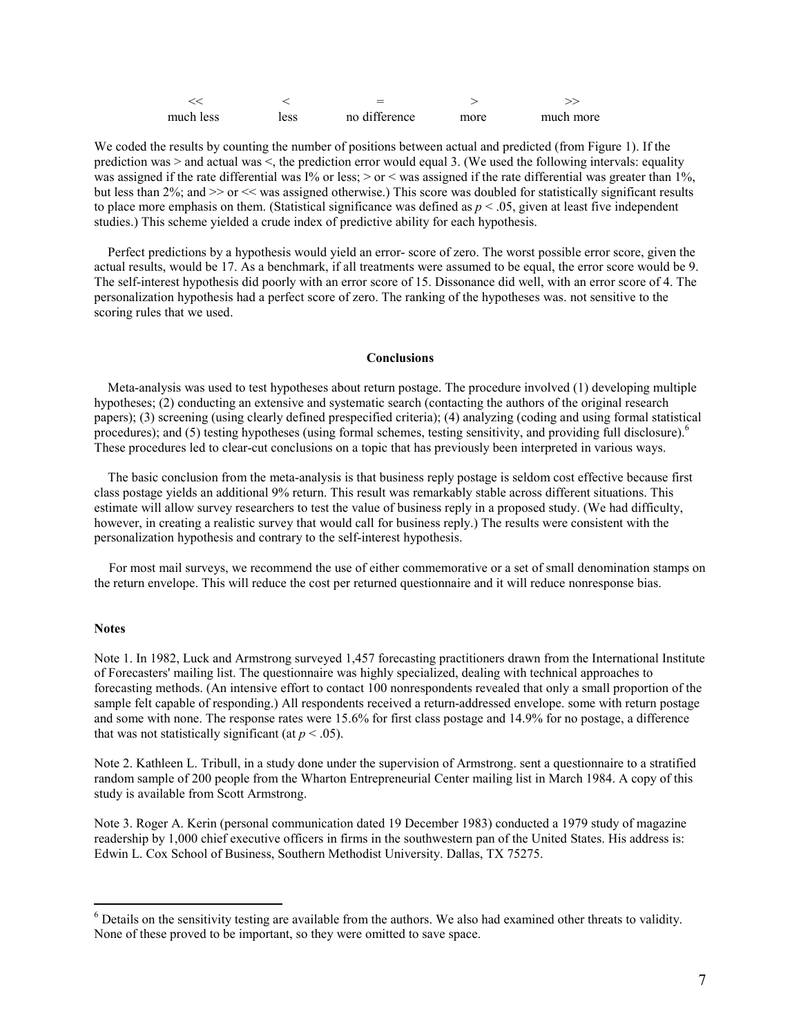| << | < | = | > | >> |
|---|---|---|---|---|
| much less | less | no difference | more | much more |

We coded the results by counting the number of positions between actual and predicted (from Figure 1). If the prediction was > and actual was <, the prediction error would equal 3. (We used the following intervals: equality was assigned if the rate differential was I% or less; > or < was assigned if the rate differential was greater than 1%, but less than 2%; and >> or << was assigned otherwise.) This score was doubled for statistically significant results to place more emphasis on them. (Statistical significance was defined as $p < .05$, given at least five independent studies.) This scheme yielded a crude index of predictive ability for each hypothesis.

Perfect predictions by a hypothesis would yield an error- score of zero. The worst possible error score, given the actual results, would be 17. As a benchmark, if all treatments were assumed to be equal, the error score would be 9. The self-interest hypothesis did poorly with an error score of 15. Dissonance did well, with an error score of 4. The personalization hypothesis had a perfect score of zero. The ranking of the hypotheses was. not sensitive to the scoring rules that we used.

## Conclusions

Meta-analysis was used to test hypotheses about return postage. The procedure involved (1) developing multiple hypotheses; (2) conducting an extensive and systematic search (contacting the authors of the original research papers); (3) screening (using clearly defined prespecified criteria); (4) analyzing (coding and using formal statistical procedures); and (5) testing hypotheses (using formal schemes, testing sensitivity, and providing full disclosure).[6] These procedures led to clear-cut conclusions on a topic that has previously been interpreted in various ways.

The basic conclusion from the meta-analysis is that business reply postage is seldom cost effective because first class postage yields an additional 9% return. This result was remarkably stable across different situations. This estimate will allow survey researchers to test the value of business reply in a proposed study. (We had difficulty, however, in creating a realistic survey that would call for business reply.) The results were consistent with the personalization hypothesis and contrary to the self-interest hypothesis.

For most mail surveys, we recommend the use of either commemorative or a set of small denomination stamps on the return envelope. This will reduce the cost per returned questionnaire and it will reduce nonresponse bias.

**Notes**

Note 1. In 1982, Luck and Armstrong surveyed 1,457 forecasting practitioners drawn from the International Institute of Forecasters' mailing list. The questionnaire was highly specialized, dealing with technical approaches to forecasting methods. (An intensive effort to contact 100 nonrespondents revealed that only a small proportion of the sample felt capable of responding.) All respondents received a return-addressed envelope. some with return postage and some with none. The response rates were 15.6% for first class postage and 14.9% for no postage, a difference that was not statistically significant (at $p < .05$).

Note 2. Kathleen L. Tribull, in a study done under the supervision of Armstrong. sent a questionnaire to a stratified random sample of 200 people from the Wharton Entrepreneurial Center mailing list in March 1984. A copy of this study is available from Scott Armstrong.

Note 3. Roger A. Kerin (personal communication dated 19 December 1983) conducted a 1979 study of magazine readership by 1,000 chief executive officers in firms in the southwestern pan of the United States. His address is: Edwin L. Cox School of Business, Southern Methodist University. Dallas, TX 75275.

[6] Details on the sensitivity testing are available from the authors. We also had examined other threats to validity. None of these proved to be important, so they were omitted to save space.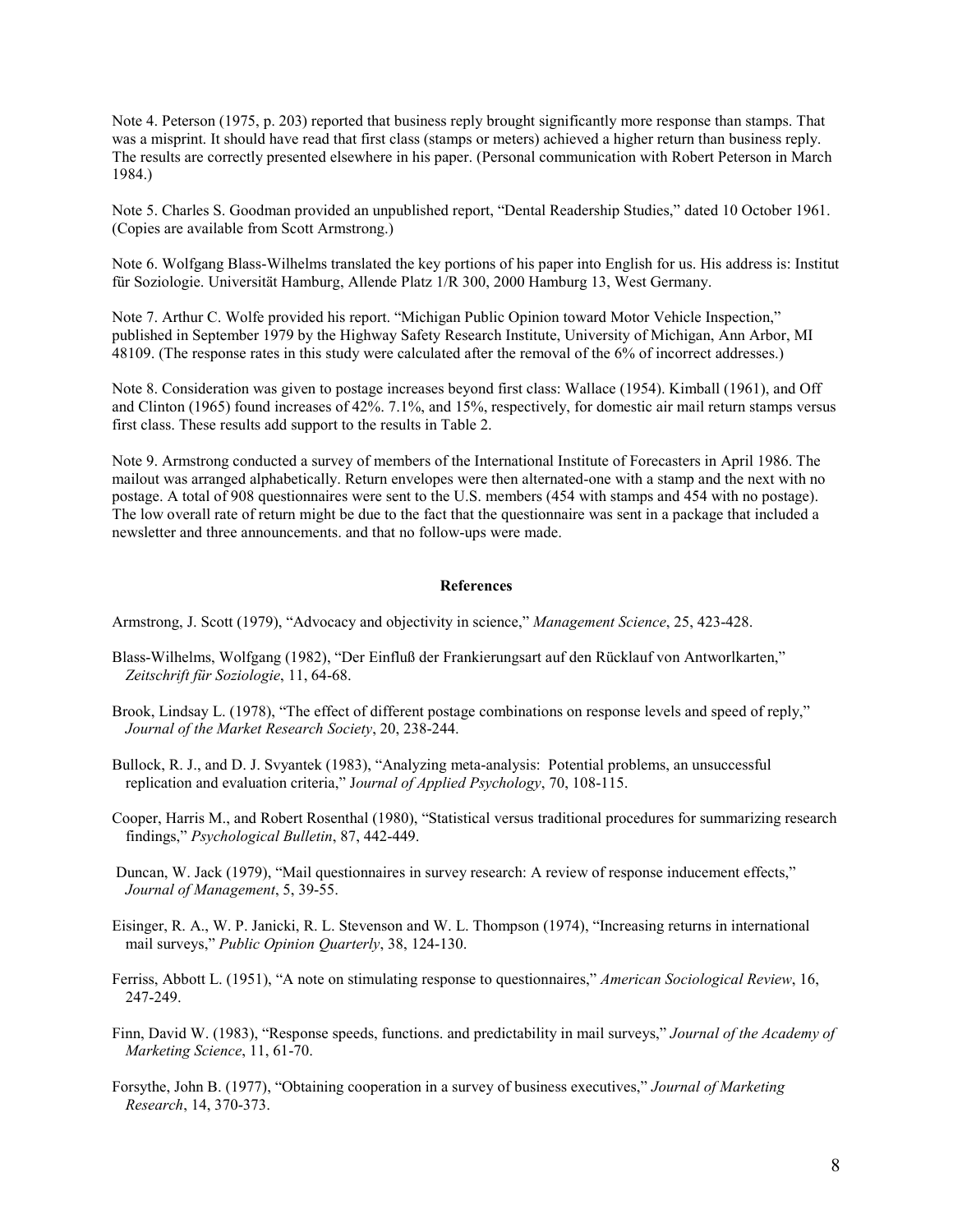Note 4. Peterson (1975, p. 203) reported that business reply brought significantly more response than stamps. That was a misprint. It should have read that first class (stamps or meters) achieved a higher return than business reply. The results are correctly presented elsewhere in his paper. (Personal communication with Robert Peterson in March 1984.)

Note 5. Charles S. Goodman provided an unpublished report, "Dental Readership Studies," dated 10 October 1961. (Copies are available from Scott Armstrong.)

Note 6. Wolfgang Blass-Wilhelms translated the key portions of his paper into English for us. His address is: Institut für Soziologie. Universität Hamburg, Allende Platz 1/R 300, 2000 Hamburg 13, West Germany.

Note 7. Arthur C. Wolfe provided his report. "Michigan Public Opinion toward Motor Vehicle Inspection," published in September 1979 by the Highway Safety Research Institute, University of Michigan, Ann Arbor, MI 48109. (The response rates in this study were calculated after the removal of the 6% of incorrect addresses.)

Note 8. Consideration was given to postage increases beyond first class: Wallace (1954). Kimball (1961), and Off and Clinton (1965) found increases of 42%. 7.1%, and 15%, respectively, for domestic air mail return stamps versus first class. These results add support to the results in Table 2.

Note 9. Armstrong conducted a survey of members of the International Institute of Forecasters in April 1986. The mailout was arranged alphabetically. Return envelopes were then alternated-one with a stamp and the next with no postage. A total of 908 questionnaires were sent to the U.S. members (454 with stamps and 454 with no postage). The low overall rate of return might be due to the fact that the questionnaire was sent in a package that included a newsletter and three announcements. and that no follow-ups were made.

## References

Armstrong, J. Scott (1979), "Advocacy and objectivity in science," *Management Science*, 25, 423-428.

Blass-Wilhelms, Wolfgang (1982), "Der Einfluß der Frankierungsart auf den Rücklauf von Antworlkarten," *Zeitschrift für Soziologie*, 11, 64-68.

Brook, Lindsay L. (1978), "The effect of different postage combinations on response levels and speed of reply," *Journal of the Market Research Society*, 20, 238-244.

Bullock, R. J., and D. J. Svyantek (1983), "Analyzing meta-analysis: Potential problems, an unsuccessful replication and evaluation criteria," *Journal of Applied Psychology*, 70, 108-115.

Cooper, Harris M., and Robert Rosenthal (1980), "Statistical versus traditional procedures for summarizing research findings," *Psychological Bulletin*, 87, 442-449.

Duncan, W. Jack (1979), "Mail questionnaires in survey research: A review of response inducement effects," *Journal of Management*, 5, 39-55.

Eisinger, R. A., W. P. Janicki, R. L. Stevenson and W. L. Thompson (1974), "Increasing returns in international mail surveys," *Public Opinion Quarterly*, 38, 124-130.

Ferriss, Abbott L. (1951), "A note on stimulating response to questionnaires," *American Sociological Review*, 16, 247-249.

Finn, David W. (1983), "Response speeds, functions. and predictability in mail surveys," *Journal of the Academy of Marketing Science*, 11, 61-70.

Forsythe, John B. (1977), "Obtaining cooperation in a survey of business executives," *Journal of Marketing Research*, 14, 370-373.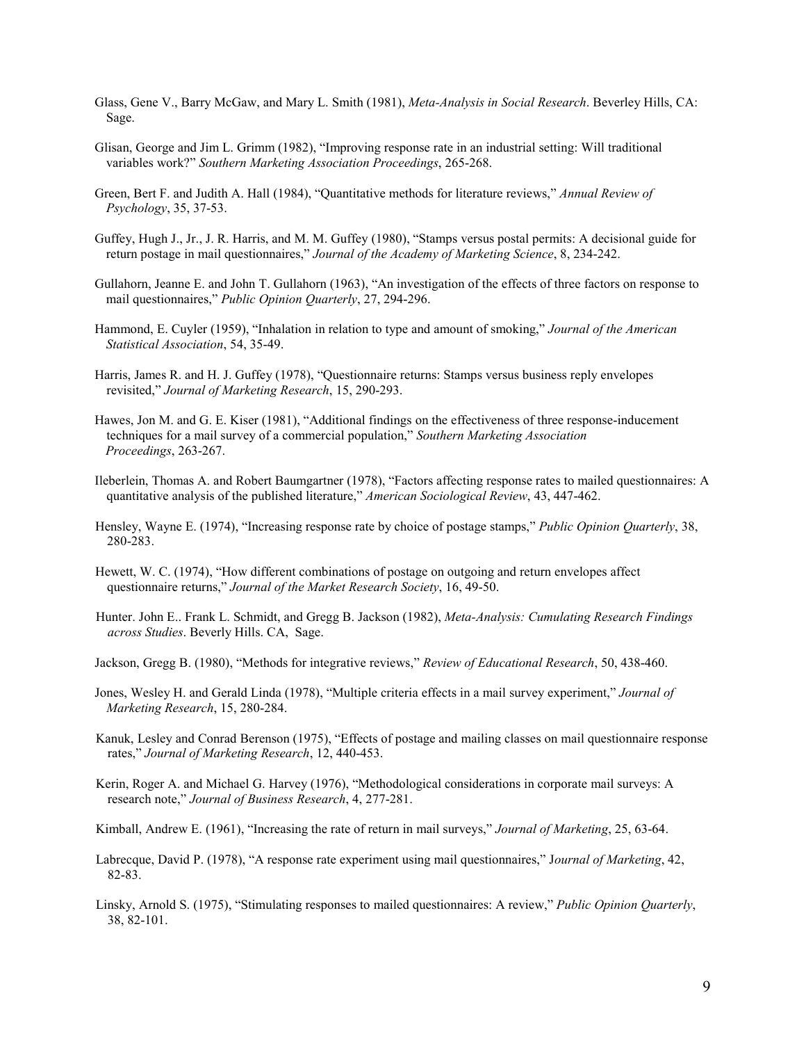Glass, Gene V., Barry McGaw, and Mary L. Smith (1981), *Meta-Analysis in Social Research*. Beverley Hills, CA: Sage.

Glisan, George and Jim L. Grimm (1982), "Improving response rate in an industrial setting: Will traditional variables work?" *Southern Marketing Association Proceedings*, 265-268.

Green, Bert F. and Judith A. Hall (1984), "Quantitative methods for literature reviews," *Annual Review of Psychology*, 35, 37-53.

Guffey, Hugh J., Jr., J. R. Harris, and M. M. Guffey (1980), "Stamps versus postal permits: A decisional guide for return postage in mail questionnaires," *Journal of the Academy of Marketing Science*, 8, 234-242.

Gullahorn, Jeanne E. and John T. Gullahorn (1963), "An investigation of the effects of three factors on response to mail questionnaires," *Public Opinion Quarterly*, 27, 294-296.

Hammond, E. Cuyler (1959), "Inhalation in relation to type and amount of smoking," *Journal of the American Statistical Association*, 54, 35-49.

Harris, James R. and H. J. Guffey (1978), "Questionnaire returns: Stamps versus business reply envelopes revisited," *Journal of Marketing Research*, 15, 290-293.

Hawes, Jon M. and G. E. Kiser (1981), "Additional findings on the effectiveness of three response-inducement techniques for a mail survey of a commercial population," *Southern Marketing Association Proceedings*, 263-267.

Ileberlein, Thomas A. and Robert Baumgartner (1978), "Factors affecting response rates to mailed questionnaires: A quantitative analysis of the published literature," *American Sociological Review*, 43, 447-462.

Hensley, Wayne E. (1974), "Increasing response rate by choice of postage stamps," *Public Opinion Quarterly*, 38, 280-283.

Hewett, W. C. (1974), "How different combinations of postage on outgoing and return envelopes affect questionnaire returns," *Journal of the Market Research Society*, 16, 49-50.

Hunter. John E.. Frank L. Schmidt, and Gregg B. Jackson (1982), *Meta-Analysis: Cumulating Research Findings across Studies*. Beverly Hills. CA, Sage.

Jackson, Gregg B. (1980), "Methods for integrative reviews," *Review of Educational Research*, 50, 438-460.

Jones, Wesley H. and Gerald Linda (1978), "Multiple criteria effects in a mail survey experiment," *Journal of Marketing Research*, 15, 280-284.

Kanuk, Lesley and Conrad Berenson (1975), "Effects of postage and mailing classes on mail questionnaire response rates," *Journal of Marketing Research*, 12, 440-453.

Kerin, Roger A. and Michael G. Harvey (1976), "Methodological considerations in corporate mail surveys: A research note," *Journal of Business Research*, 4, 277-281.

Kimball, Andrew E. (1961), "Increasing the rate of return in mail surveys," *Journal of Marketing*, 25, 63-64.

Labrecque, David P. (1978), "A response rate experiment using mail questionnaires," J*ournal of Marketing*, 42, 82-83.

Linsky, Arnold S. (1975), "Stimulating responses to mailed questionnaires: A review," *Public Opinion Quarterly*, 38, 82-101.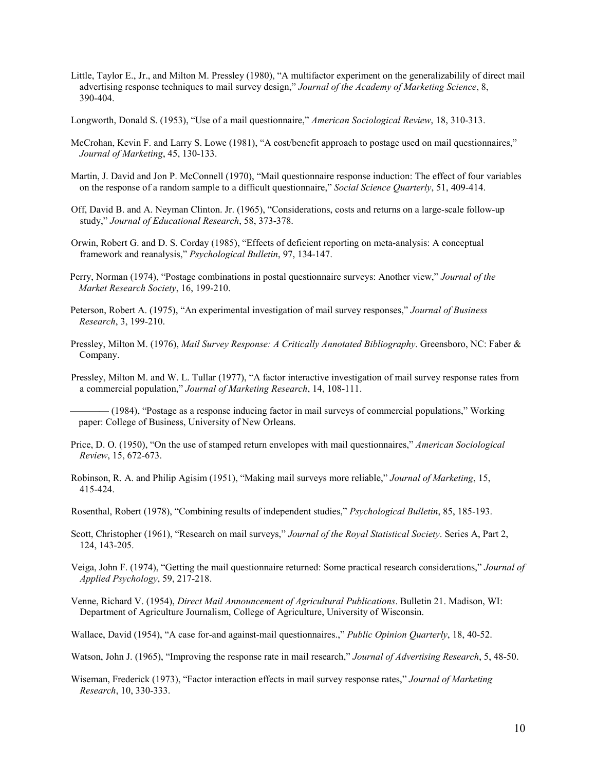Little, Taylor E., Jr., and Milton M. Pressley (1980), "A multifactor experiment on the generalizabilily of direct mail advertising response techniques to mail survey design," *Journal of the Academy of Marketing Science*, 8, 390-404.

Longworth, Donald S. (1953), "Use of a mail questionnaire," *American Sociological Review*, 18, 310-313.

McCrohan, Kevin F. and Larry S. Lowe (1981), "A cost/benefit approach to postage used on mail questionnaires," *Journal of Marketing*, 45, 130-133.

Martin, J. David and Jon P. McConnell (1970), "Mail questionnaire response induction: The effect of four variables on the response of a random sample to a difficult questionnaire," *Social Science Quarterly*, 51, 409-414.

Off, David B. and A. Neyman Clinton. Jr. (1965), "Considerations, costs and returns on a large-scale follow-up study," *Journal of Educational Research*, 58, 373-378.

Orwin, Robert G. and D. S. Corday (1985), "Effects of deficient reporting on meta-analysis: A conceptual framework and reanalysis," *Psychological Bulletin*, 97, 134-147.

Perry, Norman (1974), "Postage combinations in postal questionnaire surveys: Another view," *Journal of the Market Research Society*, 16, 199-210.

Peterson, Robert A. (1975), "An experimental investigation of mail survey responses," *Journal of Business Research*, 3, 199-210.

Pressley, Milton M. (1976), *Mail Survey Response: A Critically Annotated Bibliography*. Greensboro, NC: Faber & Company.

Pressley, Milton M. and W. L. Tullar (1977), "A factor interactive investigation of mail survey response rates from a commercial population," *Journal of Marketing Research*, 14, 108-111.

———— (1984), "Postage as a response inducing factor in mail surveys of commercial populations," Working paper: College of Business, University of New Orleans.

Price, D. O. (1950), "On the use of stamped return envelopes with mail questionnaires," *American Sociological Review*, 15, 672-673.

Robinson, R. A. and Philip Agisim (1951), "Making mail surveys more reliable," *Journal of Marketing*, 15, 415-424.

Rosenthal, Robert (1978), "Combining results of independent studies," *Psychological Bulletin*, 85, 185-193.

Scott, Christopher (1961), "Research on mail surveys," *Journal of the Royal Statistical Society*. Series A, Part 2, 124, 143-205.

Veiga, John F. (1974), "Getting the mail questionnaire returned: Some practical research considerations," *Journal of Applied Psychology*, 59, 217-218.

Venne, Richard V. (1954), *Direct Mail Announcement of Agricultural Publications*. Bulletin 21. Madison, WI: Department of Agriculture Journalism, College of Agriculture, University of Wisconsin.

Wallace, David (1954), "A case for-and against-mail questionnaires.," *Public Opinion Quarterly*, 18, 40-52.

Watson, John J. (1965), "Improving the response rate in mail research," *Journal of Advertising Research*, 5, 48-50.

Wiseman, Frederick (1973), "Factor interaction effects in mail survey response rates," *Journal of Marketing Research*, 10, 330-333.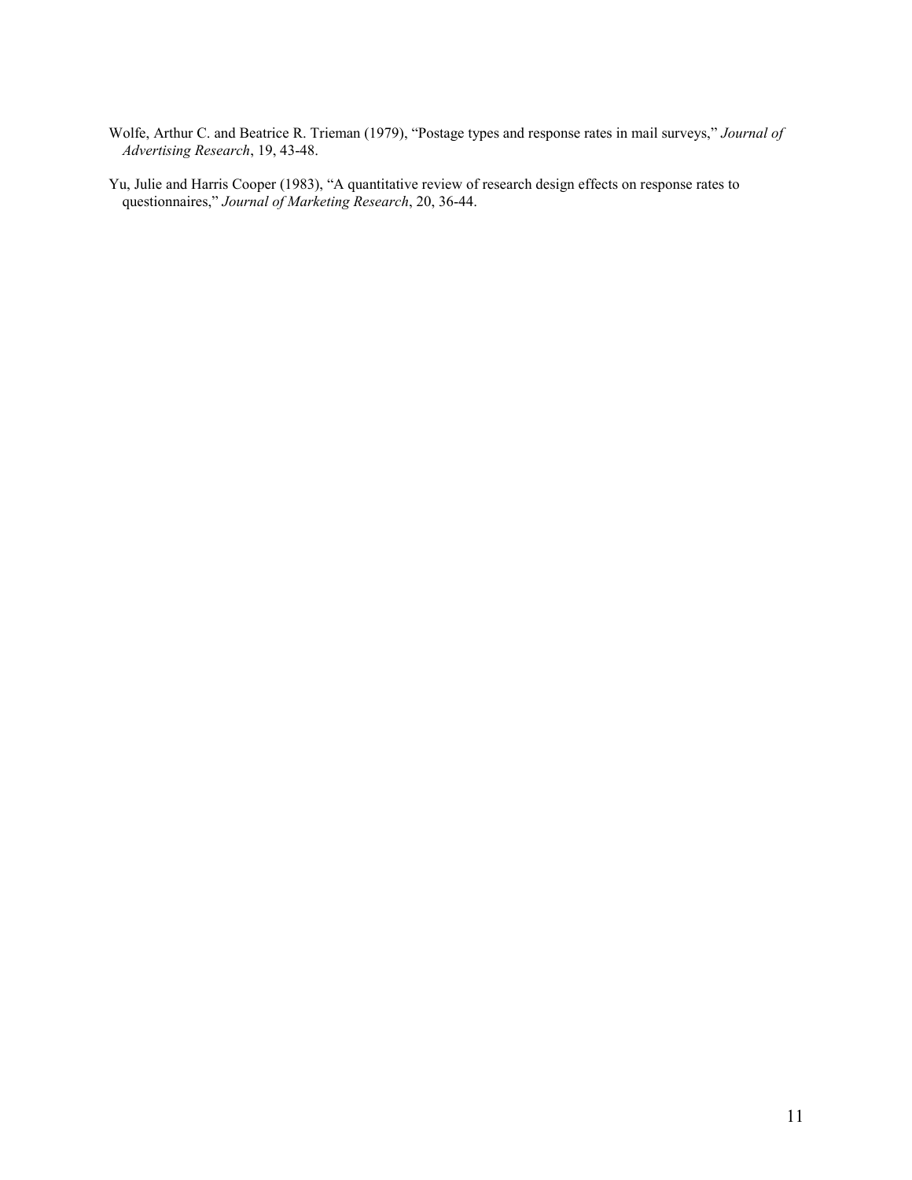Wolfe, Arthur C. and Beatrice R. Trieman (1979), "Postage types and response rates in mail surveys," *Journal of Advertising Research*, 19, 43-48.

Yu, Julie and Harris Cooper (1983), "A quantitative review of research design effects on response rates to questionnaires," *Journal of Marketing Research*, 20, 36-44.